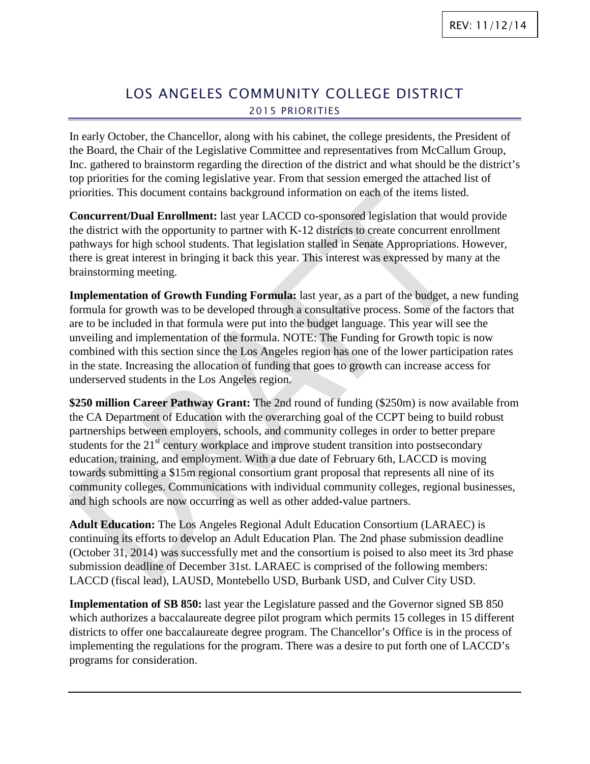REV: 11/12/14

# LOS ANGELES COMMUNITY COLLEGE DISTRICT

## 2015 PRIORITIES

In early October, the Chancellor, along with his cabinet, the college presidents, the President of the Board, the Chair of the Legislative Committee and representatives from McCallum Group, Inc. gathered to brainstorm regarding the direction of the district and what should be the district's top priorities for the coming legislative year. From that session emerged the attached list of priorities. This document contains background information on each of the items listed.

**Concurrent/Dual Enrollment:** last year LACCD co-sponsored legislation that would provide the district with the opportunity to partner with K-12 districts to create concurrent enrollment pathways for high school students. That legislation stalled in Senate Appropriations. However, there is great interest in bringing it back this year. This interest was expressed by many at the brainstorming meeting.

**Implementation of Growth Funding Formula:** last year, as a part of the budget, a new funding formula for growth was to be developed through a consultative process. Some of the factors that are to be included in that formula were put into the budget language. This year will see the unveiling and implementation of the formula. NOTE: The Funding for Growth topic is now combined with this section since the Los Angeles region has one of the lower participation rates in the state. Increasing the allocation of funding that goes to growth can increase access for underserved students in the Los Angeles region.

**$250 million Career Pathway Grant:** The 2nd round of funding ($250m) is now available from the CA Department of Education with the overarching goal of the CCPT being to build robust partnerships between employers, schools, and community colleges in order to better prepare students for the 21st century workplace and improve student transition into postsecondary education, training, and employment. With a due date of February 6th, LACCD is moving towards submitting a $15m regional consortium grant proposal that represents all nine of its community colleges. Communications with individual community colleges, regional businesses, and high schools are now occurring as well as other added-value partners.

**Adult Education:** The Los Angeles Regional Adult Education Consortium (LARAEC) is continuing its efforts to develop an Adult Education Plan. The 2nd phase submission deadline (October 31, 2014) was successfully met and the consortium is poised to also meet its 3rd phase submission deadline of December 31st. LARAEC is comprised of the following members: LACCD (fiscal lead), LAUSD, Montebello USD, Burbank USD, and Culver City USD.

**Implementation of SB 850:** last year the Legislature passed and the Governor signed SB 850 which authorizes a baccalaureate degree pilot program which permits 15 colleges in 15 different districts to offer one baccalaureate degree program. The Chancellor's Office is in the process of implementing the regulations for the program. There was a desire to put forth one of LACCD's programs for consideration.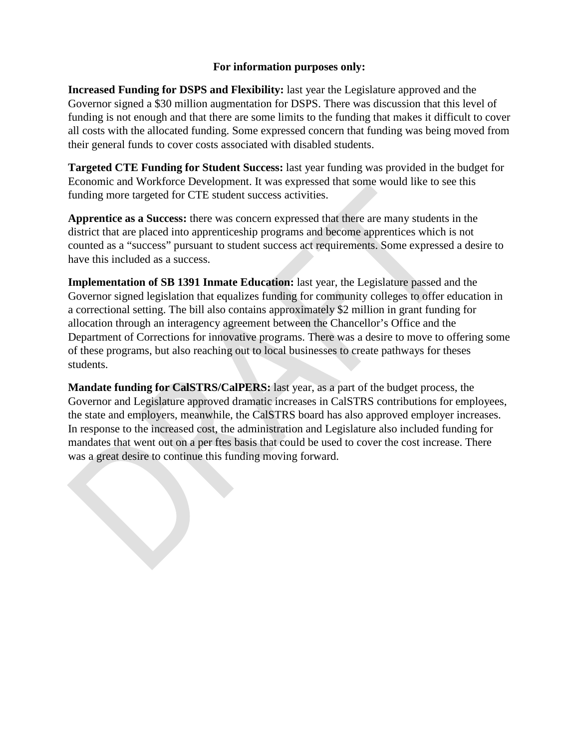**For information purposes only:**

**Increased Funding for DSPS and Flexibility:** last year the Legislature approved and the Governor signed a $30 million augmentation for DSPS. There was discussion that this level of funding is not enough and that there are some limits to the funding that makes it difficult to cover all costs with the allocated funding. Some expressed concern that funding was being moved from their general funds to cover costs associated with disabled students.

**Targeted CTE Funding for Student Success:** last year funding was provided in the budget for Economic and Workforce Development. It was expressed that some would like to see this funding more targeted for CTE student success activities.

**Apprentice as a Success:** there was concern expressed that there are many students in the district that are placed into apprenticeship programs and become apprentices which is not counted as a "success" pursuant to student success act requirements. Some expressed a desire to have this included as a success.

**Implementation of SB 1391 Inmate Education:** last year, the Legislature passed and the Governor signed legislation that equalizes funding for community colleges to offer education in a correctional setting. The bill also contains approximately $2 million in grant funding for allocation through an interagency agreement between the Chancellor's Office and the Department of Corrections for innovative programs. There was a desire to move to offering some of these programs, but also reaching out to local businesses to create pathways for theses students.

**Mandate funding for CalSTRS/CalPERS:** last year, as a part of the budget process, the Governor and Legislature approved dramatic increases in CalSTRS contributions for employees, the state and employers, meanwhile, the CalSTRS board has also approved employer increases. In response to the increased cost, the administration and Legislature also included funding for mandates that went out on a per ftes basis that could be used to cover the cost increase. There was a great desire to continue this funding moving forward.